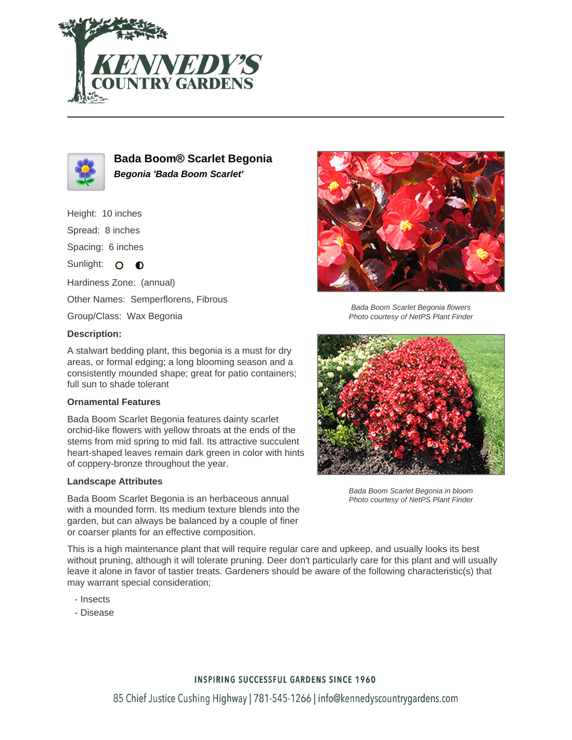# Bada Boom® Scarlet Begonia

***Begonia 'Bada Boom Scarlet'***

Height: 10 inches

Spread: 8 inches

Spacing: 6 inches

Sunlight: ○ ◐

Hardiness Zone: (annual)

Other Names: Semperflorens, Fibrous

Group/Class: Wax Begonia

**Description:**

A stalwart bedding plant, this begonia is a must for dry areas, or formal edging; a long blooming season and a consistently mounded shape; great for patio containers; full sun to shade tolerant

### Ornamental Features

Bada Boom Scarlet Begonia features dainty scarlet orchid-like flowers with yellow throats at the ends of the stems from mid spring to mid fall. Its attractive succulent heart-shaped leaves remain dark green in color with hints of coppery-bronze throughout the year.

### Landscape Attributes

Bada Boom Scarlet Begonia is an herbaceous annual with a mounded form. Its medium texture blends into the garden, but can always be balanced by a couple of finer or coarser plants for an effective composition.

This is a high maintenance plant that will require regular care and upkeep, and usually looks its best without pruning, although it will tolerate pruning. Deer don't particularly care for this plant and will usually leave it alone in favor of tastier treats. Gardeners should be aware of the following characteristic(s) that may warrant special consideration;

- Insects
- Disease

*Bada Boom Scarlet Begonia flowers*
*Photo courtesy of NetPS Plant Finder*

*Bada Boom Scarlet Begonia in bloom*
*Photo courtesy of NetPS Plant Finder*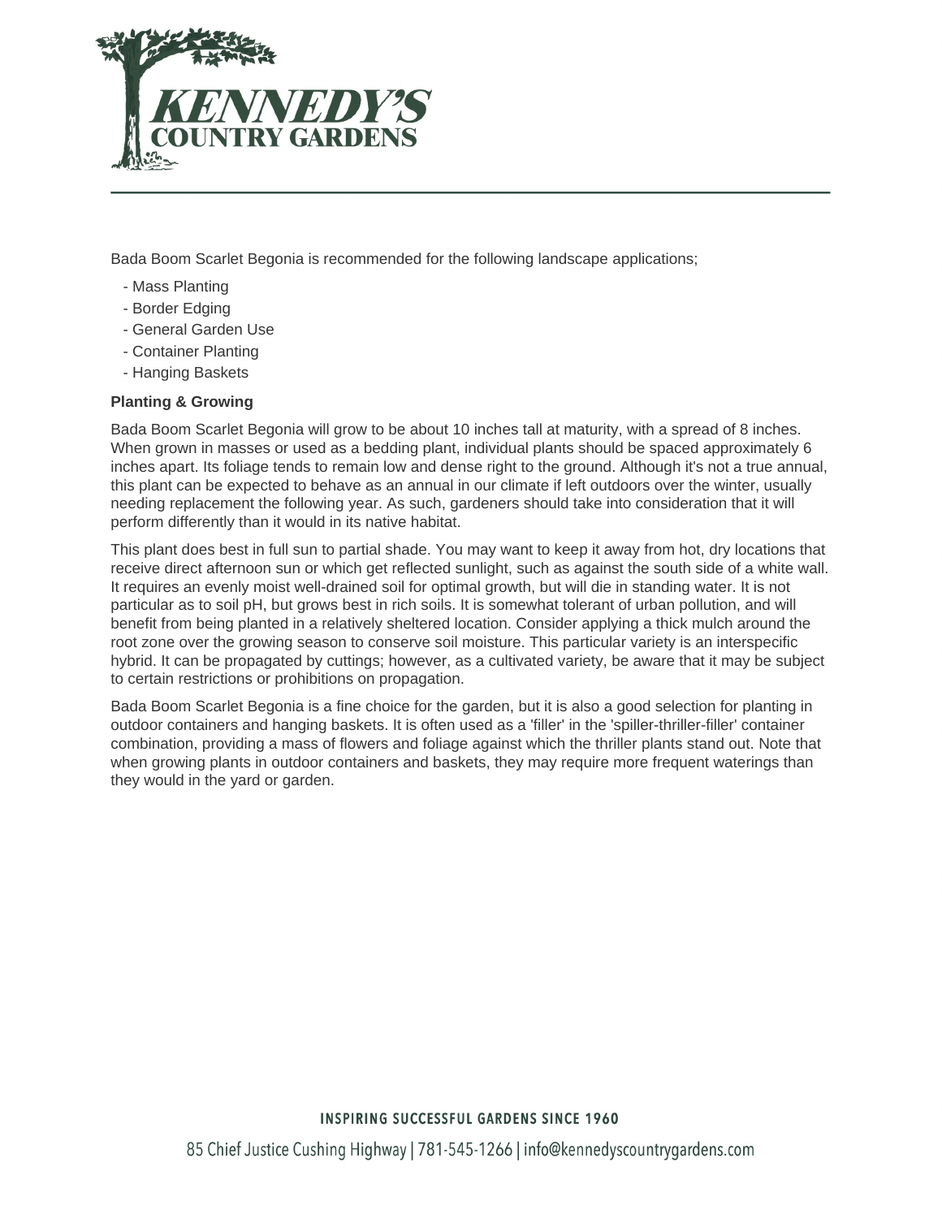Bada Boom Scarlet Begonia is recommended for the following landscape applications;

- Mass Planting
- Border Edging
- General Garden Use
- Container Planting
- Hanging Baskets

**Planting & Growing**

Bada Boom Scarlet Begonia will grow to be about 10 inches tall at maturity, with a spread of 8 inches. When grown in masses or used as a bedding plant, individual plants should be spaced approximately 6 inches apart. Its foliage tends to remain low and dense right to the ground. Although it's not a true annual, this plant can be expected to behave as an annual in our climate if left outdoors over the winter, usually needing replacement the following year. As such, gardeners should take into consideration that it will perform differently than it would in its native habitat.

This plant does best in full sun to partial shade. You may want to keep it away from hot, dry locations that receive direct afternoon sun or which get reflected sunlight, such as against the south side of a white wall. It requires an evenly moist well-drained soil for optimal growth, but will die in standing water. It is not particular as to soil pH, but grows best in rich soils. It is somewhat tolerant of urban pollution, and will benefit from being planted in a relatively sheltered location. Consider applying a thick mulch around the root zone over the growing season to conserve soil moisture. This particular variety is an interspecific hybrid. It can be propagated by cuttings; however, as a cultivated variety, be aware that it may be subject to certain restrictions or prohibitions on propagation.

Bada Boom Scarlet Begonia is a fine choice for the garden, but it is also a good selection for planting in outdoor containers and hanging baskets. It is often used as a 'filler' in the 'spiller-thriller-filler' container combination, providing a mass of flowers and foliage against which the thriller plants stand out. Note that when growing plants in outdoor containers and baskets, they may require more frequent waterings than they would in the yard or garden.